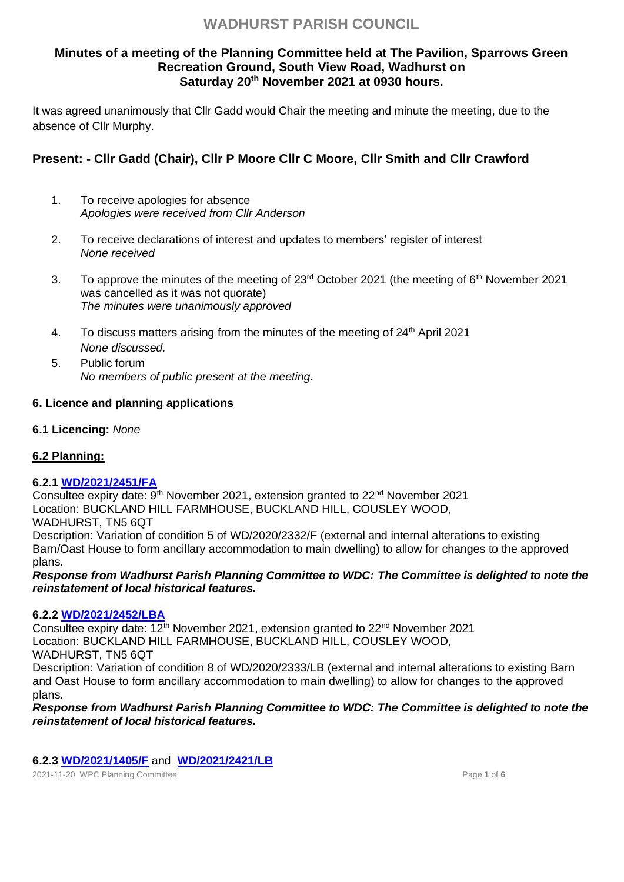# WADHURST PARISH COUNCIL

## Minutes of a meeting of the Planning Committee held at The Pavilion, Sparrows Green Recreation Ground, South View Road, Wadhurst on Saturday 20th November 2021 at 0930 hours.

It was agreed unanimously that Cllr Gadd would Chair the meeting and minute the meeting, due to the absence of Cllr Murphy.

## Present: - Cllr Gadd (Chair), Cllr P Moore Cllr C Moore, Cllr Smith and Cllr Crawford

1. To receive apologies for absence
   *Apologies were received from Cllr Anderson*

2. To receive declarations of interest and updates to members' register of interest
   *None received*

3. To approve the minutes of the meeting of 23rd October 2021 (the meeting of 6th November 2021 was cancelled as it was not quorate)
   *The minutes were unanimously approved*

4. To discuss matters arising from the minutes of the meeting of 24th April 2021
   *None discussed.*

5. Public forum
   *No members of public present at the meeting.*

### 6. Licence and planning applications

**6.1 Licencing:** *None*

**6.2 Planning:**

**6.2.1 WD/2021/2451/FA**
Consultee expiry date: 9th November 2021, extension granted to 22nd November 2021
Location: BUCKLAND HILL FARMHOUSE, BUCKLAND HILL, COUSLEY WOOD, WADHURST, TN5 6QT
Description: Variation of condition 5 of WD/2020/2332/F (external and internal alterations to existing Barn/Oast House to form ancillary accommodation to main dwelling) to allow for changes to the approved plans.
***Response from Wadhurst Parish Planning Committee to WDC: The Committee is delighted to note the reinstatement of local historical features.***

**6.2.2 WD/2021/2452/LBA**
Consultee expiry date: 12th November 2021, extension granted to 22nd November 2021
Location: BUCKLAND HILL FARMHOUSE, BUCKLAND HILL, COUSLEY WOOD, WADHURST, TN5 6QT
Description: Variation of condition 8 of WD/2020/2333/LB (external and internal alterations to existing Barn and Oast House to form ancillary accommodation to main dwelling) to allow for changes to the approved plans.
***Response from Wadhurst Parish Planning Committee to WDC: The Committee is delighted to note the reinstatement of local historical features.***

**6.2.3 WD/2021/1405/F** and **WD/2021/2421/LB**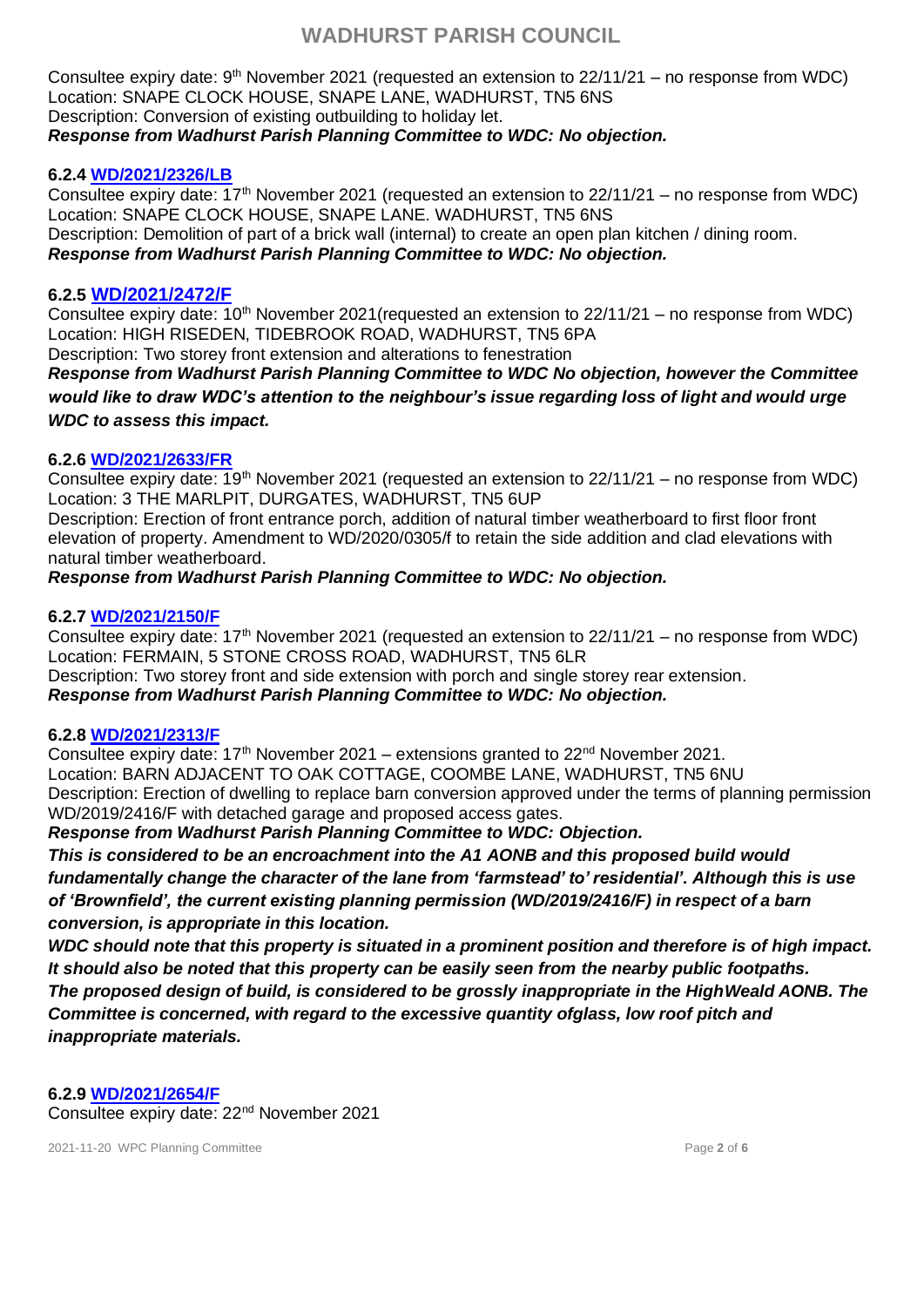Consultee expiry date: 9th November 2021 (requested an extension to 22/11/21 – no response from WDC)
Location: SNAPE CLOCK HOUSE, SNAPE LANE, WADHURST, TN5 6NS
Description: Conversion of existing outbuilding to holiday let.
***Response from Wadhurst Parish Planning Committee to WDC: No objection.***

**6.2.4 WD/2021/2326/LB**

Consultee expiry date: 17th November 2021 (requested an extension to 22/11/21 – no response from WDC)
Location: SNAPE CLOCK HOUSE, SNAPE LANE. WADHURST, TN5 6NS
Description: Demolition of part of a brick wall (internal) to create an open plan kitchen / dining room.
***Response from Wadhurst Parish Planning Committee to WDC: No objection.***

**6.2.5 WD/2021/2472/F**

Consultee expiry date: 10th November 2021(requested an extension to 22/11/21 – no response from WDC)
Location: HIGH RISEDEN, TIDEBROOK ROAD, WADHURST, TN5 6PA
Description: Two storey front extension and alterations to fenestration
***Response from Wadhurst Parish Planning Committee to WDC No objection, however the Committee would like to draw WDC's attention to the neighbour's issue regarding loss of light and would urge WDC to assess this impact.***

**6.2.6 WD/2021/2633/FR**

Consultee expiry date: 19th November 2021 (requested an extension to 22/11/21 – no response from WDC)
Location: 3 THE MARLPIT, DURGATES, WADHURST, TN5 6UP
Description: Erection of front entrance porch, addition of natural timber weatherboard to first floor front elevation of property. Amendment to WD/2020/0305/f to retain the side addition and clad elevations with natural timber weatherboard.
***Response from Wadhurst Parish Planning Committee to WDC: No objection.***

**6.2.7 WD/2021/2150/F**

Consultee expiry date: 17th November 2021 (requested an extension to 22/11/21 – no response from WDC)
Location: FERMAIN, 5 STONE CROSS ROAD, WADHURST, TN5 6LR
Description: Two storey front and side extension with porch and single storey rear extension.
***Response from Wadhurst Parish Planning Committee to WDC: No objection.***

**6.2.8 WD/2021/2313/F**

Consultee expiry date: 17th November 2021 – extensions granted to 22nd November 2021.
Location: BARN ADJACENT TO OAK COTTAGE, COOMBE LANE, WADHURST, TN5 6NU
Description: Erection of dwelling to replace barn conversion approved under the terms of planning permission WD/2019/2416/F with detached garage and proposed access gates.
***Response from Wadhurst Parish Planning Committee to WDC: Objection.***
***This is considered to be an encroachment into the A1 AONB and this proposed build would fundamentally change the character of the lane from 'farmstead' to' residential'. Although this is use of 'Brownfield', the current existing planning permission (WD/2019/2416/F) in respect of a barn conversion, is appropriate in this location.***
***WDC should note that this property is situated in a prominent position and therefore is of high impact. It should also be noted that this property can be easily seen from the nearby public footpaths.***
***The proposed design of build, is considered to be grossly inappropriate in the HighWeald AONB. The Committee is concerned, with regard to the excessive quantity ofglass, low roof pitch and inappropriate materials.***

**6.2.9 WD/2021/2654/F**

Consultee expiry date: 22nd November 2021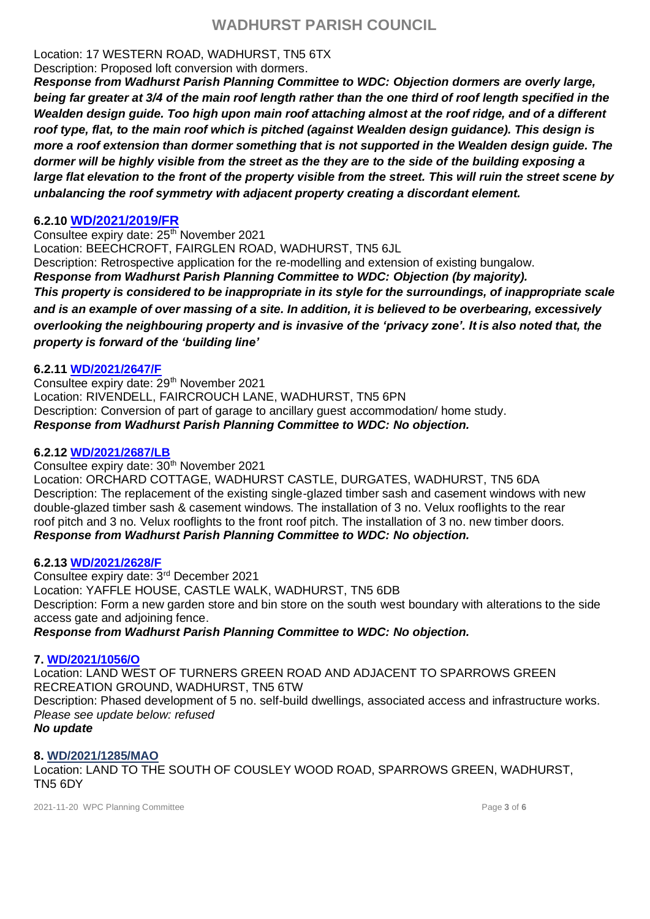Location: 17 WESTERN ROAD, WADHURST, TN5 6TX
Description: Proposed loft conversion with dormers.
***Response from Wadhurst Parish Planning Committee to WDC: Objection dormers are overly large, being far greater at 3/4 of the main roof length rather than the one third of roof length specified in the Wealden design guide. Too high upon main roof attaching almost at the roof ridge, and of a different roof type, flat, to the main roof which is pitched (against Wealden design guidance). This design is more a roof extension than dormer something that is not supported in the Wealden design guide. The dormer will be highly visible from the street as the they are to the side of the building exposing a large flat elevation to the front of the property visible from the street. This will ruin the street scene by unbalancing the roof symmetry with adjacent property creating a discordant element.***

#### 6.2.10 WD/2021/2019/FR

Consultee expiry date: 25th November 2021
Location: BEECHCROFT, FAIRGLEN ROAD, WADHURST, TN5 6JL
Description: Retrospective application for the re-modelling and extension of existing bungalow.
***Response from Wadhurst Parish Planning Committee to WDC: Objection (by majority).***
***This property is considered to be inappropriate in its style for the surroundings, of inappropriate scale and is an example of over massing of a site. In addition, it is believed to be overbearing, excessively overlooking the neighbouring property and is invasive of the 'privacy zone'. It is also noted that, the property is forward of the 'building line'***

#### 6.2.11 WD/2021/2647/F

Consultee expiry date: 29th November 2021
Location: RIVENDELL, FAIRCROUCH LANE, WADHURST, TN5 6PN
Description: Conversion of part of garage to ancillary guest accommodation/ home study.
***Response from Wadhurst Parish Planning Committee to WDC: No objection.***

#### 6.2.12 WD/2021/2687/LB

Consultee expiry date: 30th November 2021
Location: ORCHARD COTTAGE, WADHURST CASTLE, DURGATES, WADHURST, TN5 6DA
Description: The replacement of the existing single-glazed timber sash and casement windows with new double-glazed timber sash & casement windows. The installation of 3 no. Velux rooflights to the rear roof pitch and 3 no. Velux rooflights to the front roof pitch. The installation of 3 no. new timber doors.
***Response from Wadhurst Parish Planning Committee to WDC: No objection.***

#### 6.2.13 WD/2021/2628/F

Consultee expiry date: 3rd December 2021
Location: YAFFLE HOUSE, CASTLE WALK, WADHURST, TN5 6DB
Description: Form a new garden store and bin store on the south west boundary with alterations to the side access gate and adjoining fence.
***Response from Wadhurst Parish Planning Committee to WDC: No objection.***

#### 7. WD/2021/1056/O

Location: LAND WEST OF TURNERS GREEN ROAD AND ADJACENT TO SPARROWS GREEN RECREATION GROUND, WADHURST, TN5 6TW
Description: Phased development of 5 no. self-build dwellings, associated access and infrastructure works.
*Please see update below: refused*
***No update***

#### 8. WD/2021/1285/MAO

Location: LAND TO THE SOUTH OF COUSLEY WOOD ROAD, SPARROWS GREEN, WADHURST, TN5 6DY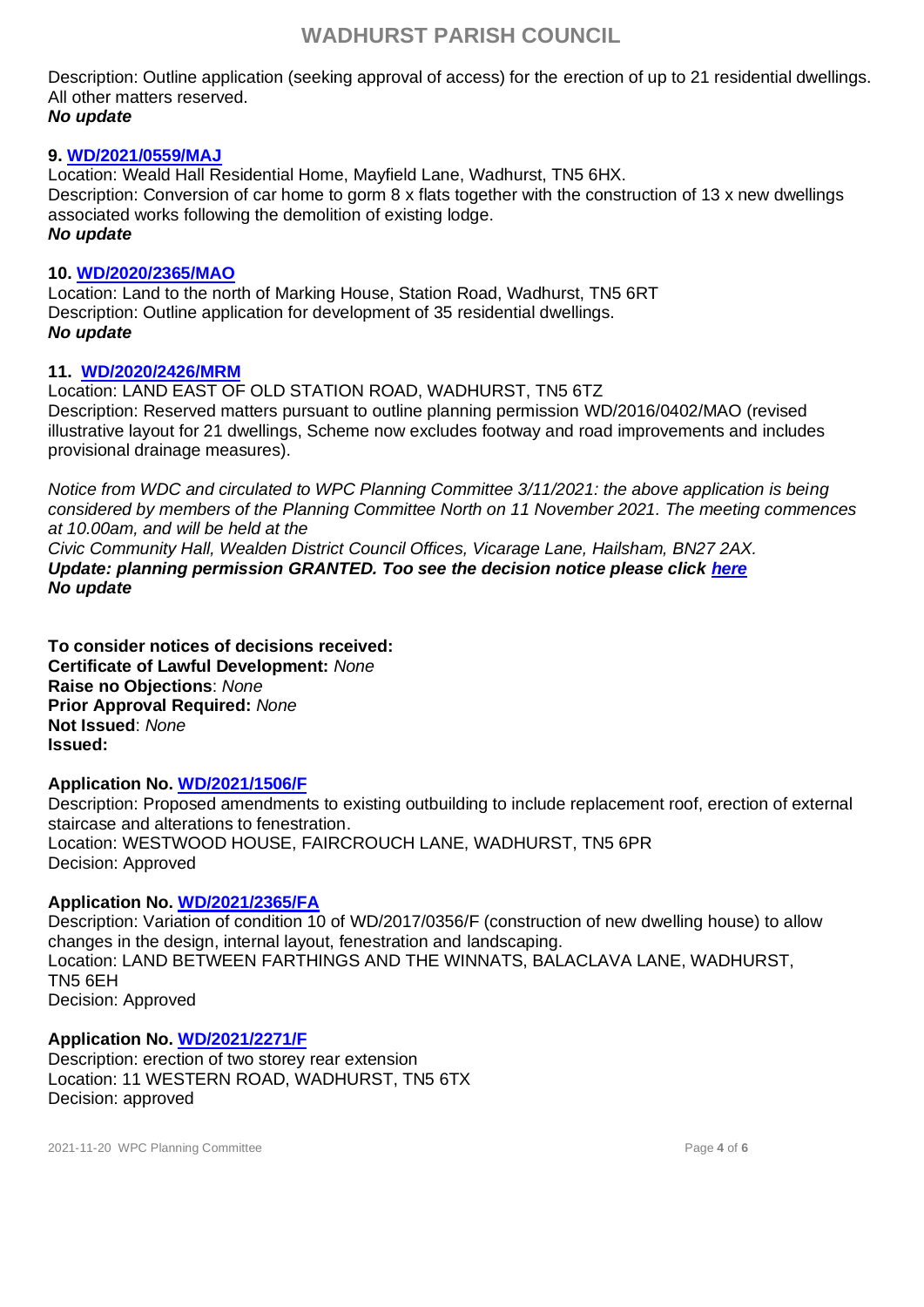Description: Outline application (seeking approval of access) for the erection of up to 21 residential dwellings. All other matters reserved.
***No update***

**9. WD/2021/0559/MAJ**
Location: Weald Hall Residential Home, Mayfield Lane, Wadhurst, TN5 6HX.
Description: Conversion of car home to gorm 8 x flats together with the construction of 13 x new dwellings associated works following the demolition of existing lodge.
***No update***

**10. WD/2020/2365/MAO**
Location: Land to the north of Marking House, Station Road, Wadhurst, TN5 6RT
Description: Outline application for development of 35 residential dwellings.
***No update***

**11. WD/2020/2426/MRM**
Location: LAND EAST OF OLD STATION ROAD, WADHURST, TN5 6TZ
Description: Reserved matters pursuant to outline planning permission WD/2016/0402/MAO (revised illustrative layout for 21 dwellings, Scheme now excludes footway and road improvements and includes provisional drainage measures).

*Notice from WDC and circulated to WPC Planning Committee 3/11/2021: the above application is being considered by members of the Planning Committee North on 11 November 2021. The meeting commences at 10.00am, and will be held at the*
*Civic Community Hall, Wealden District Council Offices, Vicarage Lane, Hailsham, BN27 2AX.*
***Update: planning permission GRANTED. Too see the decision notice please click here***
***No update***

**To consider notices of decisions received:**
**Certificate of Lawful Development:** *None*
**Raise no Objections**: *None*
**Prior Approval Required:** *None*
**Not Issued**: *None*
**Issued:**

**Application No. WD/2021/1506/F**
Description: Proposed amendments to existing outbuilding to include replacement roof, erection of external staircase and alterations to fenestration.
Location: WESTWOOD HOUSE, FAIRCROUCH LANE, WADHURST, TN5 6PR
Decision: Approved

**Application No. WD/2021/2365/FA**
Description: Variation of condition 10 of WD/2017/0356/F (construction of new dwelling house) to allow changes in the design, internal layout, fenestration and landscaping.
Location: LAND BETWEEN FARTHINGS AND THE WINNATS, BALACLAVA LANE, WADHURST, TN5 6EH
Decision: Approved

**Application No. WD/2021/2271/F**
Description: erection of two storey rear extension
Location: 11 WESTERN ROAD, WADHURST, TN5 6TX
Decision: approved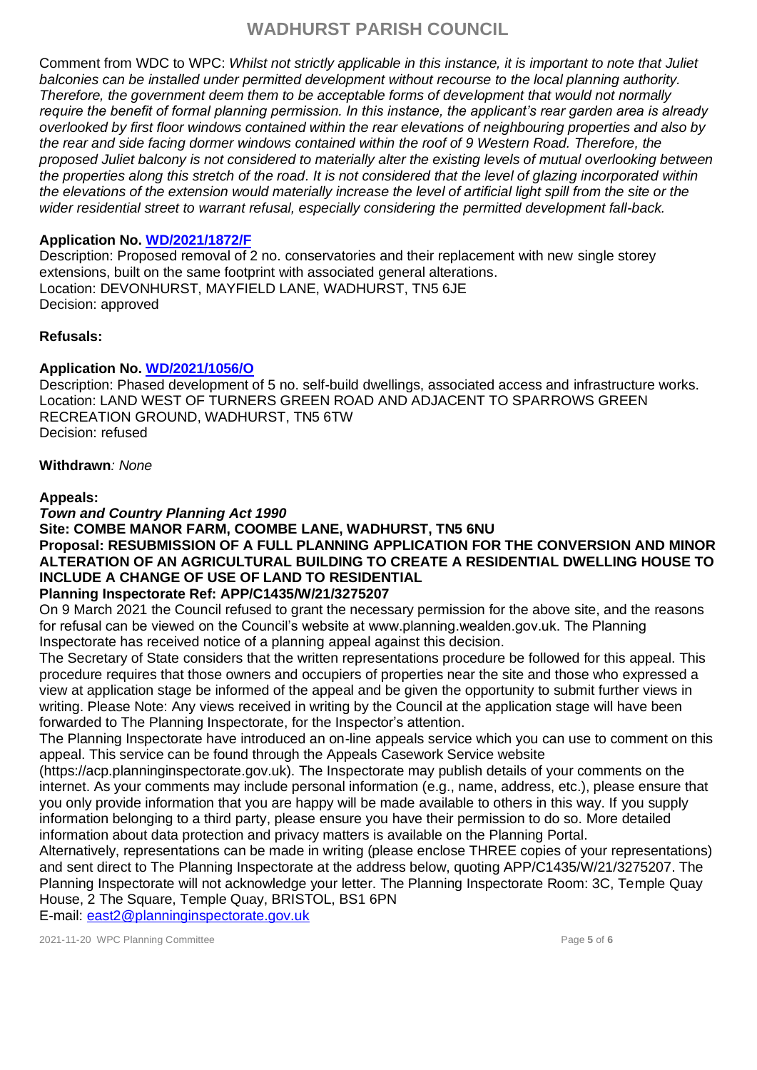Comment from WDC to WPC: *Whilst not strictly applicable in this instance, it is important to note that Juliet balconies can be installed under permitted development without recourse to the local planning authority. Therefore, the government deem them to be acceptable forms of development that would not normally require the benefit of formal planning permission. In this instance, the applicant's rear garden area is already overlooked by first floor windows contained within the rear elevations of neighbouring properties and also by the rear and side facing dormer windows contained within the roof of 9 Western Road. Therefore, the proposed Juliet balcony is not considered to materially alter the existing levels of mutual overlooking between the properties along this stretch of the road. It is not considered that the level of glazing incorporated within the elevations of the extension would materially increase the level of artificial light spill from the site or the wider residential street to warrant refusal, especially considering the permitted development fall-back.*

**Application No. WD/2021/1872/F**
Description: Proposed removal of 2 no. conservatories and their replacement with new single storey extensions, built on the same footprint with associated general alterations.
Location: DEVONHURST, MAYFIELD LANE, WADHURST, TN5 6JE
Decision: approved

**Refusals:**

**Application No. WD/2021/1056/O**
Description: Phased development of 5 no. self-build dwellings, associated access and infrastructure works.
Location: LAND WEST OF TURNERS GREEN ROAD AND ADJACENT TO SPARROWS GREEN RECREATION GROUND, WADHURST, TN5 6TW
Decision: refused

**Withdrawn***: None*

**Appeals:**

***Town and Country Planning Act 1990***

**Site: COMBE MANOR FARM, COOMBE LANE, WADHURST, TN5 6NU**

**Proposal: RESUBMISSION OF A FULL PLANNING APPLICATION FOR THE CONVERSION AND MINOR ALTERATION OF AN AGRICULTURAL BUILDING TO CREATE A RESIDENTIAL DWELLING HOUSE TO INCLUDE A CHANGE OF USE OF LAND TO RESIDENTIAL**

**Planning Inspectorate Ref: APP/C1435/W/21/3275207**

On 9 March 2021 the Council refused to grant the necessary permission for the above site, and the reasons for refusal can be viewed on the Council's website at www.planning.wealden.gov.uk. The Planning Inspectorate has received notice of a planning appeal against this decision.

The Secretary of State considers that the written representations procedure be followed for this appeal. This procedure requires that those owners and occupiers of properties near the site and those who expressed a view at application stage be informed of the appeal and be given the opportunity to submit further views in writing. Please Note: Any views received in writing by the Council at the application stage will have been forwarded to The Planning Inspectorate, for the Inspector's attention.

The Planning Inspectorate have introduced an on-line appeals service which you can use to comment on this appeal. This service can be found through the Appeals Casework Service website (https://acp.planninginspectorate.gov.uk). The Inspectorate may publish details of your comments on the internet. As your comments may include personal information (e.g., name, address, etc.), please ensure that you only provide information that you are happy will be made available to others in this way. If you supply information belonging to a third party, please ensure you have their permission to do so. More detailed information about data protection and privacy matters is available on the Planning Portal.

Alternatively, representations can be made in writing (please enclose THREE copies of your representations) and sent direct to The Planning Inspectorate at the address below, quoting APP/C1435/W/21/3275207. The Planning Inspectorate will not acknowledge your letter. The Planning Inspectorate Room: 3C, Temple Quay House, 2 The Square, Temple Quay, BRISTOL, BS1 6PN

E-mail: east2@planninginspectorate.gov.uk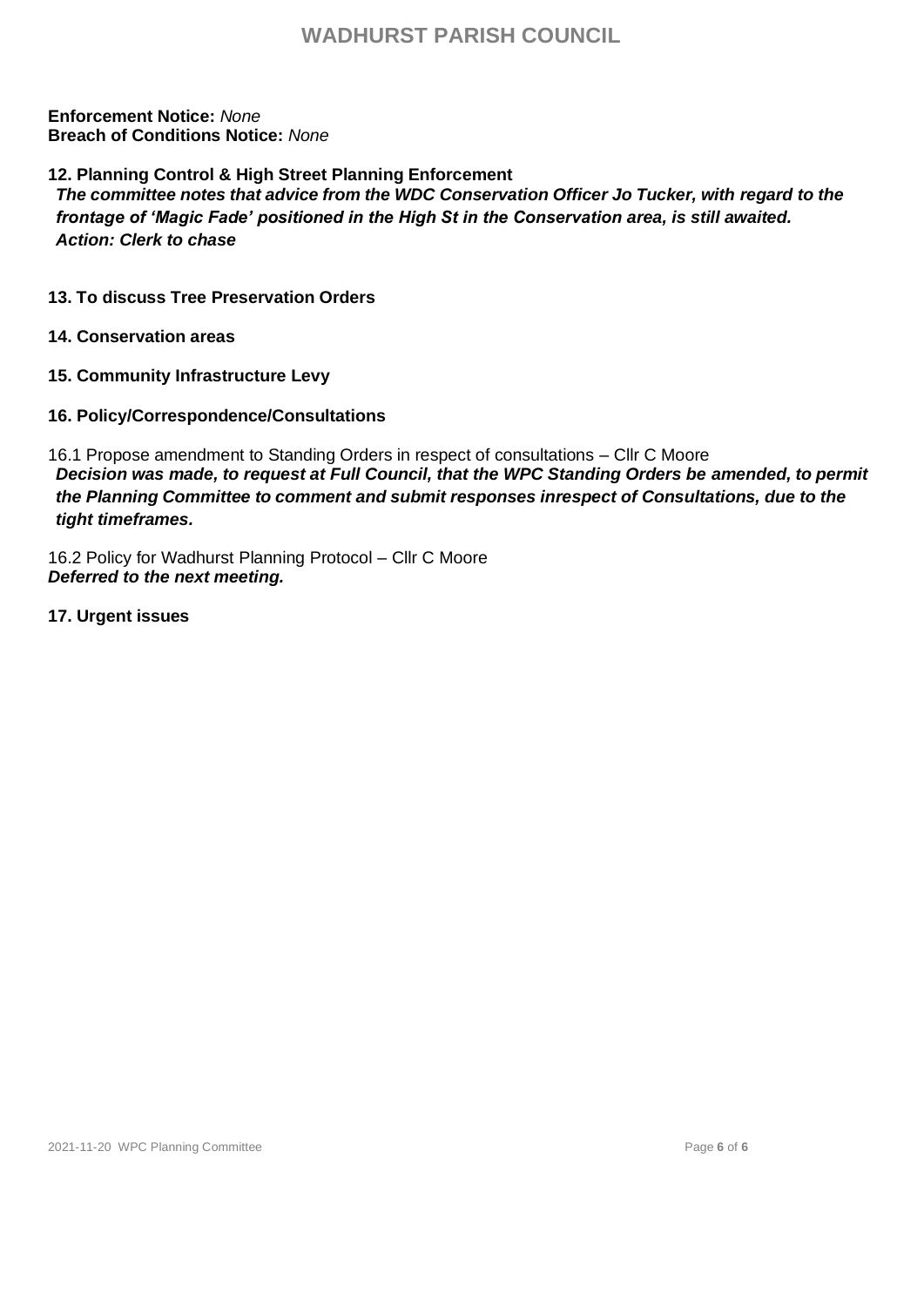**Enforcement Notice:** *None*
**Breach of Conditions Notice:** *None*

**12. Planning Control & High Street Planning Enforcement**

***The committee notes that advice from the WDC Conservation Officer Jo Tucker, with regard to the frontage of 'Magic Fade' positioned in the High St in the Conservation area, is still awaited.***
***Action: Clerk to chase***

**13. To discuss Tree Preservation Orders**

**14. Conservation areas**

**15. Community Infrastructure Levy**

**16. Policy/Correspondence/Consultations**

16.1 Propose amendment to Standing Orders in respect of consultations – Cllr C Moore
***Decision was made, to request at Full Council, that the WPC Standing Orders be amended, to permit the Planning Committee to comment and submit responses inrespect of Consultations, due to the tight timeframes.***

16.2 Policy for Wadhurst Planning Protocol – Cllr C Moore
***Deferred to the next meeting.***

**17. Urgent issues**